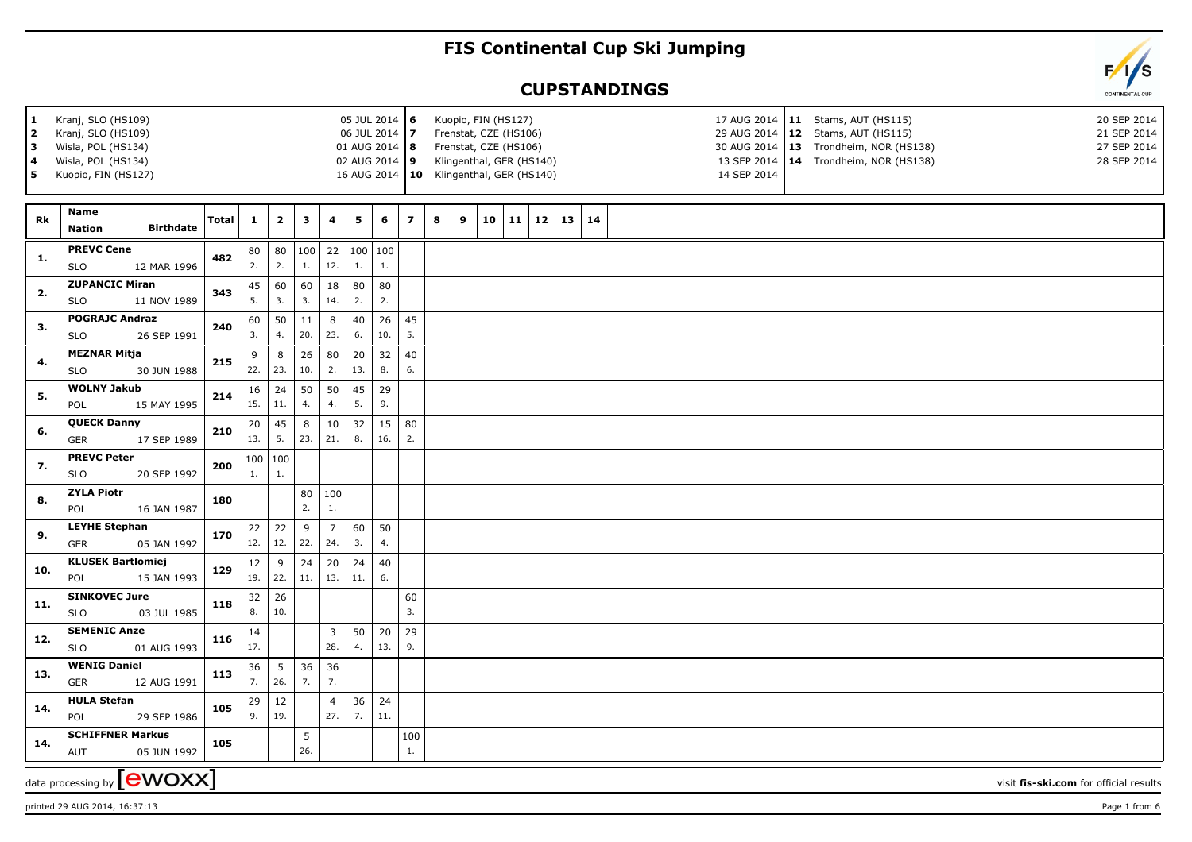# FIS Continental Cup Ski Jumping

## CUPSTANDINGS

| # | Venue | Date | # | Venue | Date | # | Venue | Date |
|---|---|---|---|---|---|---|---|---|
| 1 | Kranj, SLO (HS109) | 05 JUL 2014 | 6 | Kuopio, FIN (HS127) | 17 AUG 2014 | 11 | Stams, AUT (HS115) | 20 SEP 2014 |
| 2 | Kranj, SLO (HS109) | 06 JUL 2014 | 7 | Frenstat, CZE (HS106) | 29 AUG 2014 | 12 | Stams, AUT (HS115) | 21 SEP 2014 |
| 3 | Wisla, POL (HS134) | 01 AUG 2014 | 8 | Frenstat, CZE (HS106) | 30 AUG 2014 | 13 | Trondheim, NOR (HS138) | 27 SEP 2014 |
| 4 | Wisla, POL (HS134) | 02 AUG 2014 | 9 | Klingenthal, GER (HS140) | 13 SEP 2014 | 14 | Trondheim, NOR (HS138) | 28 SEP 2014 |
| 5 | Kuopio, FIN (HS127) | 16 AUG 2014 | 10 | Klingenthal, GER (HS140) | 14 SEP 2014 | | | |

| Rk | Name / Nation / Birthdate | Total | 1 | 2 | 3 | 4 | 5 | 6 | 7 | 8 | 9 | 10 | 11 | 12 | 13 | 14 |
|---|---|---|---|---|---|---|---|---|---|---|---|---|---|---|---|---|
| 1. | **PREVC Cene** SLO 12 MAR 1996 | 482 | 80 2. | 80 2. | 100 1. | 22 12. | 100 1. | 100 1. | | | | | | | | |
| 2. | **ZUPANCIC Miran** SLO 11 NOV 1989 | 343 | 45 5. | 60 3. | 60 3. | 18 14. | 80 2. | 80 2. | | | | | | | | |
| 3. | **POGRAJC Andraz** SLO 26 SEP 1991 | 240 | 60 3. | 50 4. | 11 20. | 8 23. | 40 6. | 26 10. | 45 5. | | | | | | | |
| 4. | **MEZNAR Mitja** SLO 30 JUN 1988 | 215 | 9 22. | 8 23. | 26 10. | 80 2. | 20 13. | 32 8. | 40 6. | | | | | | | |
| 5. | **WOLNY Jakub** POL 15 MAY 1995 | 214 | 16 15. | 24 11. | 50 4. | 50 4. | 45 5. | 29 9. | | | | | | | | |
| 6. | **QUECK Danny** GER 17 SEP 1989 | 210 | 20 13. | 45 5. | 8 23. | 10 21. | 32 8. | 15 16. | 80 2. | | | | | | | |
| 7. | **PREVC Peter** SLO 20 SEP 1992 | 200 | 100 1. | 100 1. | | | | | | | | | | | | |
| 8. | **ZYLA Piotr** POL 16 JAN 1987 | 180 | | | 80 2. | 100 1. | | | | | | | | | | |
| 9. | **LEYHE Stephan** GER 05 JAN 1992 | 170 | 22 12. | 22 12. | 9 22. | 7 24. | 60 3. | 50 4. | | | | | | | | |
| 10. | **KLUSEK Bartlomiej** POL 15 JAN 1993 | 129 | 12 19. | 9 22. | 24 11. | 20 13. | 24 11. | 40 6. | | | | | | | | |
| 11. | **SINKOVEC Jure** SLO 03 JUL 1985 | 118 | 32 8. | 26 10. | | | | | 60 3. | | | | | | | |
| 12. | **SEMENIC Anze** SLO 01 AUG 1993 | 116 | 14 17. | | | 3 28. | 50 4. | 20 13. | 29 9. | | | | | | | |
| 13. | **WENIG Daniel** GER 12 AUG 1991 | 113 | 36 7. | 5 26. | 36 7. | 36 7. | | | | | | | | | | |
| 14. | **HULA Stefan** POL 29 SEP 1986 | 105 | 29 9. | 12 19. | | 4 27. | 36 7. | 24 11. | | | | | | | | |
| 14. | **SCHIFFNER Markus** AUT 05 JUN 1992 | 105 | | | 5 26. | | | | 100 1. | | | | | | | |

data processing by ewoxx — visit fis-ski.com for official results

printed 29 AUG 2014, 16:37:13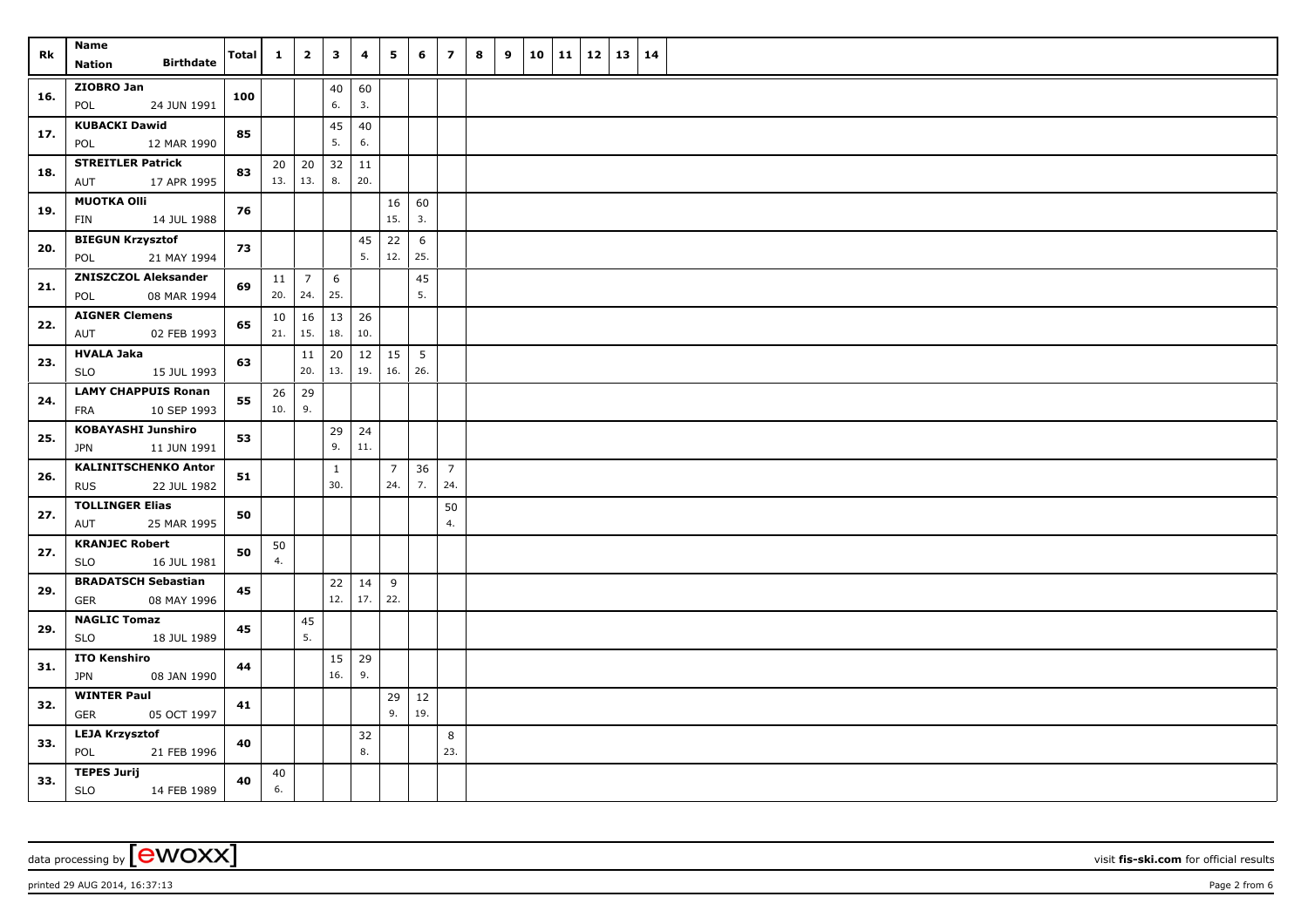| Rk | Name / Nation / Birthdate | Total | 1 | 2 | 3 | 4 | 5 | 6 | 7 | 8 | 9 | 10 | 11 | 12 | 13 | 14 |
|---|---|---|---|---|---|---|---|---|---|---|---|---|---|---|---|---|
| 16. | ZIOBRO Jan POL 24 JUN 1991 | 100 | | | 40 6. | 60 3. | | | | | | | | | | |
| 17. | KUBACKI Dawid POL 12 MAR 1990 | 85 | | | 45 5. | 40 6. | | | | | | | | | | |
| 18. | STREITLER Patrick AUT 17 APR 1995 | 83 | 20 13. | 20 13. | 32 8. | 11 20. | | | | | | | | | | |
| 19. | MUOTKA Olli FIN 14 JUL 1988 | 76 | | | | | 16 15. | 60 3. | | | | | | | | |
| 20. | BIEGUN Krzysztof POL 21 MAY 1994 | 73 | | | | 45 5. | 22 12. | 6 25. | | | | | | | | |
| 21. | ZNISZCZOL Aleksander POL 08 MAR 1994 | 69 | 11 20. | 7 24. | 6 25. | | | 45 5. | | | | | | | | |
| 22. | AIGNER Clemens AUT 02 FEB 1993 | 65 | 10 21. | 16 15. | 13 18. | 26 10. | | | | | | | | | | |
| 23. | HVALA Jaka SLO 15 JUL 1993 | 63 | | 11 20. | 20 13. | 12 19. | 15 16. | 5 26. | | | | | | | | |
| 24. | LAMY CHAPPUIS Ronan FRA 10 SEP 1993 | 55 | 26 10. | 29 9. | | | | | | | | | | | | |
| 25. | KOBAYASHI Junshiro JPN 11 JUN 1991 | 53 | | | 29 9. | 24 11. | | | | | | | | | | |
| 26. | KALINITSCHENKO Anton RUS 22 JUL 1982 | 51 | | | 1 30. | | 7 24. | 36 7. | 7 24. | | | | | | | |
| 27. | TOLLINGER Elias AUT 25 MAR 1995 | 50 | | | | | | | 50 4. | | | | | | | |
| 27. | KRANJEC Robert SLO 16 JUL 1981 | 50 | 50 4. | | | | | | | | | | | | | |
| 29. | BRADATSCH Sebastian GER 08 MAY 1996 | 45 | | | 22 12. | 14 17. | 9 22. | | | | | | | | | |
| 29. | NAGLIC Tomaz SLO 18 JUL 1989 | 45 | | 45 5. | | | | | | | | | | | | |
| 31. | ITO Kenshiro JPN 08 JAN 1990 | 44 | | | 15 16. | 29 9. | | | | | | | | | | |
| 32. | WINTER Paul GER 05 OCT 1997 | 41 | | | | | 29 9. | 12 19. | | | | | | | | |
| 33. | LEJA Krzysztof POL 21 FEB 1996 | 40 | | | | 32 8. | | | 8 23. | | | | | | | |
| 33. | TEPES Jurij SLO 14 FEB 1989 | 40 | 40 6. | | | | | | | | | | | | | |

data processing by [ewoxx] visit fis-ski.com for official results

printed 29 AUG 2014, 16:37:13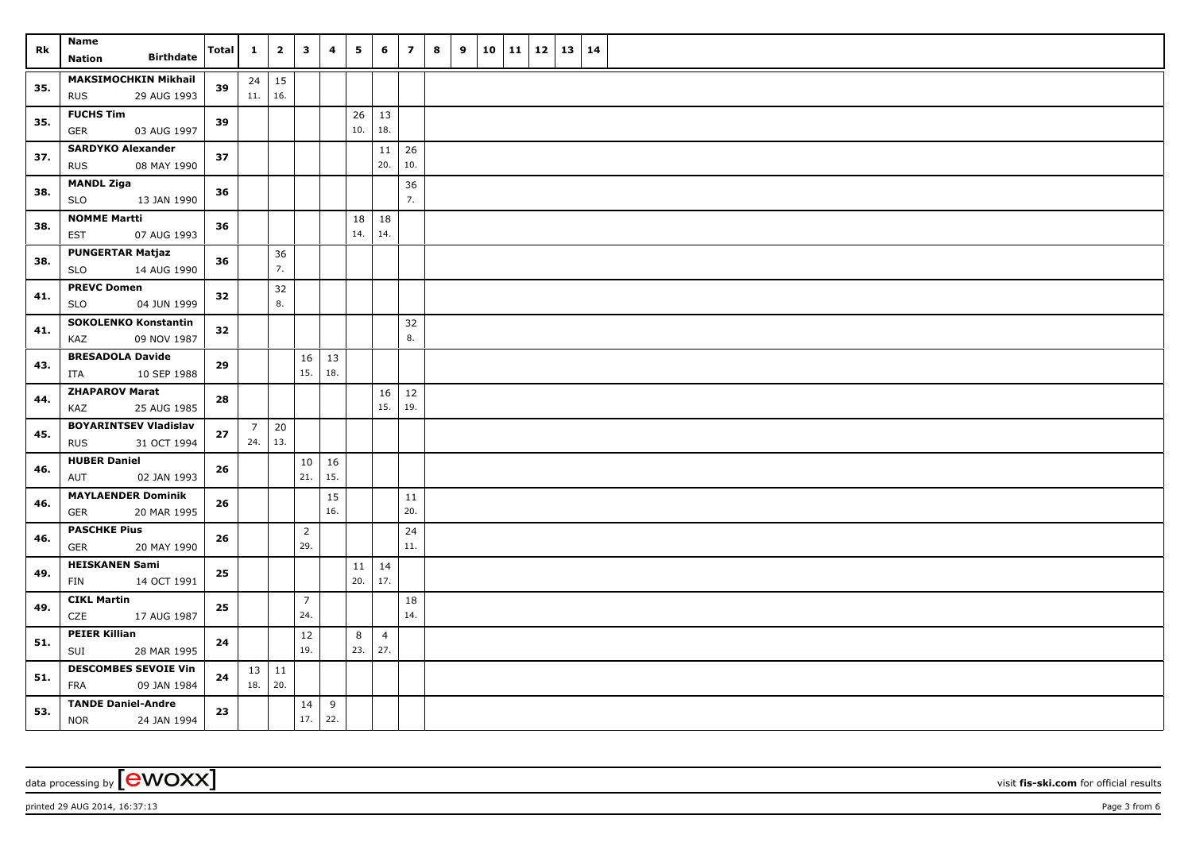| Rk | Name<br>Nation Birthdate | Total | 1 | 2 | 3 | 4 | 5 | 6 | 7 | 8 | 9 | 10 | 11 | 12 | 13 | 14 |
|---|---|---|---|---|---|---|---|---|---|---|---|---|---|---|---|---|
| 35. | MAKSIMOCHKIN Mikhail<br>RUS 29 AUG 1993 | 39 | 24<br>11. | 15<br>16. | | | | | | | | | | | | |
| 35. | FUCHS Tim<br>GER 03 AUG 1997 | 39 | | | | | 26<br>10. | 13<br>18. | | | | | | | | |
| 37. | SARDYKO Alexander<br>RUS 08 MAY 1990 | 37 | | | | | | 11<br>20. | 26<br>10. | | | | | | | |
| 38. | MANDL Ziga<br>SLO 13 JAN 1990 | 36 | | | | | | | 36<br>7. | | | | | | | |
| 38. | NOMME Martti<br>EST 07 AUG 1993 | 36 | | | | | 18<br>14. | 18<br>14. | | | | | | | | |
| 38. | PUNGERTAR Matjaz<br>SLO 14 AUG 1990 | 36 | | 36<br>7. | | | | | | | | | | | | |
| 41. | PREVC Domen<br>SLO 04 JUN 1999 | 32 | | 32<br>8. | | | | | | | | | | | | |
| 41. | SOKOLENKO Konstantin<br>KAZ 09 NOV 1987 | 32 | | | | | | | 32<br>8. | | | | | | | |
| 43. | BRESADOLA Davide<br>ITA 10 SEP 1988 | 29 | | | 16<br>15. | 13<br>18. | | | | | | | | | | |
| 44. | ZHAPAROV Marat<br>KAZ 25 AUG 1985 | 28 | | | | | | 16<br>15. | 12<br>19. | | | | | | | |
| 45. | BOYARINTSEV Vladislav<br>RUS 31 OCT 1994 | 27 | 7<br>24. | 20<br>13. | | | | | | | | | | | | |
| 46. | HUBER Daniel<br>AUT 02 JAN 1993 | 26 | | | 10<br>21. | 16<br>15. | | | | | | | | | | |
| 46. | MAYLAENDER Dominik<br>GER 20 MAR 1995 | 26 | | | | 15<br>16. | | | 11<br>20. | | | | | | | |
| 46. | PASCHKE Pius<br>GER 20 MAY 1990 | 26 | | | 2<br>29. | | | | 24<br>11. | | | | | | | |
| 49. | HEISKANEN Sami<br>FIN 14 OCT 1991 | 25 | | | | | 11<br>20. | 14<br>17. | | | | | | | | |
| 49. | CIKL Martin<br>CZE 17 AUG 1987 | 25 | | | 7<br>24. | | | | 18<br>14. | | | | | | | |
| 51. | PEIER Killian<br>SUI 28 MAR 1995 | 24 | | | 12<br>19. | | 8<br>23. | 4<br>27. | | | | | | | | |
| 51. | DESCOMBES SEVOIE Vin<br>FRA 09 JAN 1984 | 24 | 13<br>18. | 11<br>20. | | | | | | | | | | | | |
| 53. | TANDE Daniel-Andre<br>NOR 24 JAN 1994 | 23 | | | 14<br>17. | 9<br>22. | | | | | | | | | | |

data processing by [ewoxx] visit fis-ski.com for official results

printed 29 AUG 2014, 16:37:13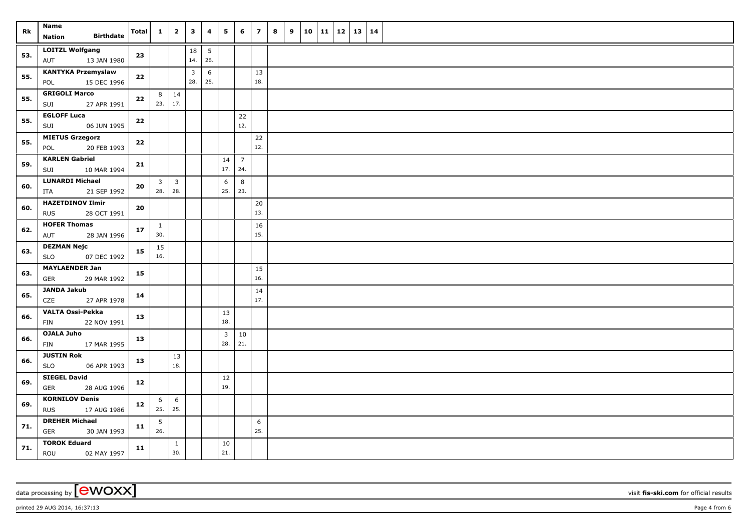| Rk | Name Nation Birthdate | Total | 1 | 2 | 3 | 4 | 5 | 6 | 7 | 8 | 9 | 10 | 11 | 12 | 13 | 14 |
|---|---|---|---|---|---|---|---|---|---|---|---|---|---|---|---|---|
| 53. | LOITZL Wolfgang AUT 13 JAN 1980 | 23 | | | 18 14. | 5 26. | | | | | | | | | | |
| 55. | KANTYKA Przemyslaw POL 15 DEC 1996 | 22 | | | 3 28. | 6 25. | | | 13 18. | | | | | | | |
| 55. | GRIGOLI Marco SUI 27 APR 1991 | 22 | 8 23. | 14 17. | | | | | | | | | | | | |
| 55. | EGLOFF Luca SUI 06 JUN 1995 | 22 | | | | | | 22 12. | | | | | | | | |
| 55. | MIETUS Grzegorz POL 20 FEB 1993 | 22 | | | | | | | 22 12. | | | | | | | |
| 59. | KARLEN Gabriel SUI 10 MAR 1994 | 21 | | | | | 14 17. | 7 24. | | | | | | | | |
| 60. | LUNARDI Michael ITA 21 SEP 1992 | 20 | 3 28. | 3 28. | | | 6 25. | 8 23. | | | | | | | | |
| 60. | HAZETDINOV Ilmir RUS 28 OCT 1991 | 20 | | | | | | | 20 13. | | | | | | | |
| 62. | HOFER Thomas AUT 28 JAN 1996 | 17 | 1 30. | | | | | | 16 15. | | | | | | | |
| 63. | DEZMAN Nejc SLO 07 DEC 1992 | 15 | 15 16. | | | | | | | | | | | | | |
| 63. | MAYLAENDER Jan GER 29 MAR 1992 | 15 | | | | | | | 15 16. | | | | | | | |
| 65. | JANDA Jakub CZE 27 APR 1978 | 14 | | | | | | | 14 17. | | | | | | | |
| 66. | VALTA Ossi-Pekka FIN 22 NOV 1991 | 13 | | | | | 13 18. | | | | | | | | | |
| 66. | OJALA Juho FIN 17 MAR 1995 | 13 | | | | | 3 28. | 10 21. | | | | | | | | |
| 66. | JUSTIN Rok SLO 06 APR 1993 | 13 | | 13 18. | | | | | | | | | | | | |
| 69. | SIEGEL David GER 28 AUG 1996 | 12 | | | | | 12 19. | | | | | | | | | |
| 69. | KORNILOV Denis RUS 17 AUG 1986 | 12 | 6 25. | 6 25. | | | | | | | | | | | | |
| 71. | DREHER Michael GER 30 JAN 1993 | 11 | 5 26. | | | | | | 6 25. | | | | | | | |
| 71. | TOROK Eduard ROU 02 MAY 1997 | 11 | | 1 30. | | | 10 21. | | | | | | | | | |

data processing by [ewoxx] visit **fis-ski.com** for official results

printed 29 AUG 2014, 16:37:13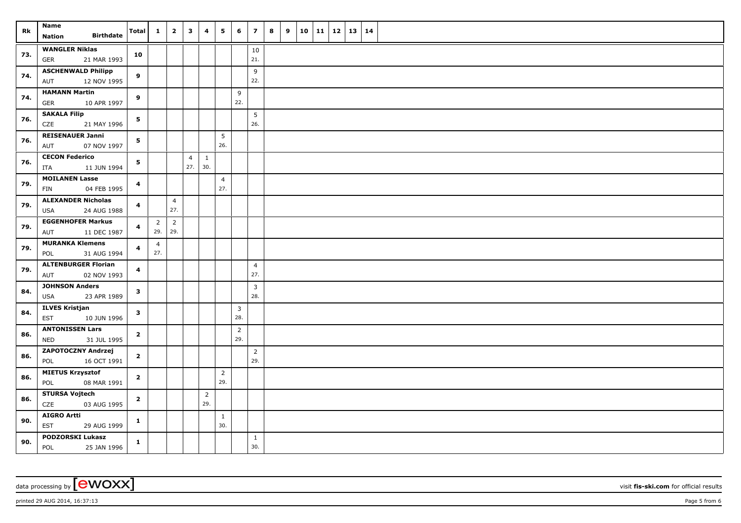| Rk | Name<br>Nation Birthdate | Total | 1 | 2 | 3 | 4 | 5 | 6 | 7 | 8 | 9 | 10 | 11 | 12 | 13 | 14 |
|---|---|---|---|---|---|---|---|---|---|---|---|---|---|---|---|---|
| 73. | **WANGLER Niklas**<br>GER 21 MAR 1993 | **10** | | | | | | | 10<br>21. | | | | | | | |
| 74. | **ASCHENWALD Philipp**<br>AUT 12 NOV 1995 | **9** | | | | | | | 9<br>22. | | | | | | | |
| 74. | **HAMANN Martin**<br>GER 10 APR 1997 | **9** | | | | | | 9<br>22. | | | | | | | | |
| 76. | **SAKALA Filip**<br>CZE 21 MAY 1996 | **5** | | | | | | | 5<br>26. | | | | | | | |
| 76. | **REISENAUER Janni**<br>AUT 07 NOV 1997 | **5** | | | | | 5<br>26. | | | | | | | | | |
| 76. | **CECON Federico**<br>ITA 11 JUN 1994 | **5** | | | 4<br>27. | 1<br>30. | | | | | | | | | | |
| 79. | **MOILANEN Lasse**<br>FIN 04 FEB 1995 | **4** | | | | | 4<br>27. | | | | | | | | | |
| 79. | **ALEXANDER Nicholas**<br>USA 24 AUG 1988 | **4** | | 4<br>27. | | | | | | | | | | | | |
| 79. | **EGGENHOFER Markus**<br>AUT 11 DEC 1987 | **4** | 2<br>29. | 2<br>29. | | | | | | | | | | | | |
| 79. | **MURANKA Klemens**<br>POL 31 AUG 1994 | **4** | 4<br>27. | | | | | | | | | | | | | |
| 79. | **ALTENBURGER Florian**<br>AUT 02 NOV 1993 | **4** | | | | | | | 4<br>27. | | | | | | | |
| 84. | **JOHNSON Anders**<br>USA 23 APR 1989 | **3** | | | | | | | 3<br>28. | | | | | | | |
| 84. | **ILVES Kristjan**<br>EST 10 JUN 1996 | **3** | | | | | | 3<br>28. | | | | | | | | |
| 86. | **ANTONISSEN Lars**<br>NED 31 JUL 1995 | **2** | | | | | | 2<br>29. | | | | | | | | |
| 86. | **ZAPOTOCZNY Andrzej**<br>POL 16 OCT 1991 | **2** | | | | | | | 2<br>29. | | | | | | | |
| 86. | **MIETUS Krzysztof**<br>POL 08 MAR 1991 | **2** | | | | | 2<br>29. | | | | | | | | | |
| 86. | **STURSA Vojtech**<br>CZE 03 AUG 1995 | **2** | | | | 2<br>29. | | | | | | | | | | |
| 90. | **AIGRO Artti**<br>EST 29 AUG 1999 | **1** | | | | | 1<br>30. | | | | | | | | | |
| 90. | **PODZORSKI Lukasz**<br>POL 25 JAN 1996 | **1** | | | | | | | 1<br>30. | | | | | | | |

data processing by [ewoxx] visit **fis-ski.com** for official results

printed 29 AUG 2014, 16:37:13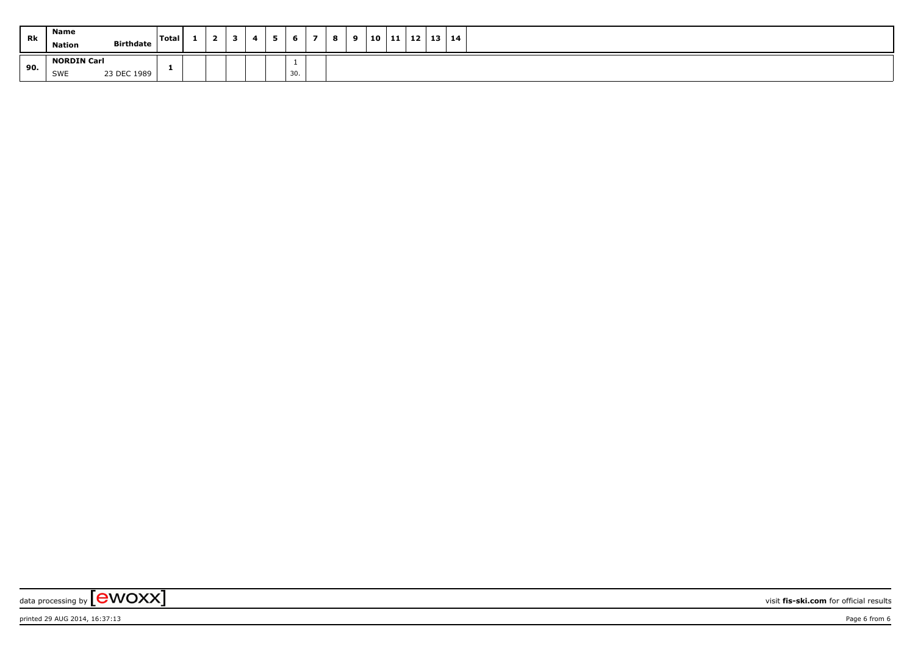| Rk | Name<br>Nation | Birthdate | Total | 1 | 2 | 3 | 4 | 5 | 6 | 7 | 8 | 9 | 10 | 11 | 12 | 13 | 14 |
|---|---|---|---|---|---|---|---|---|---|---|---|---|---|---|---|---|---|
| 90. | NORDIN Carl<br>SWE | 23 DEC 1989 | 1 | | | | | | 1<br>30. | | | | | | | | |

data processing by [ewoxx]

visit **fis-ski.com** for official results

printed 29 AUG 2014, 16:37:13